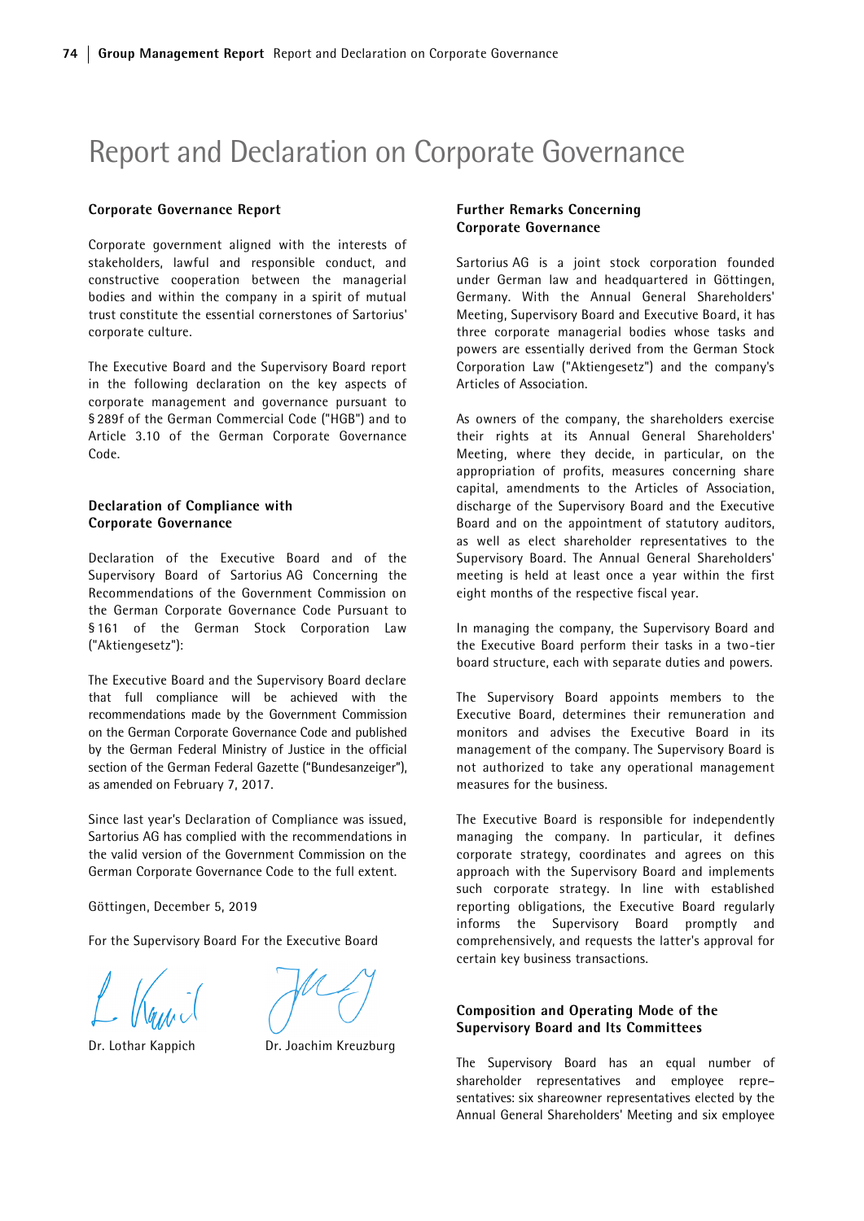# Report and Declaration on Corporate Governance

## Corporate Governance Report

Corporate government aligned with the interests of stakeholders, lawful and responsible conduct, and constructive cooperation between the managerial bodies and within the company in a spirit of mutual trust constitute the essential cornerstones of Sartorius' corporate culture.

The Executive Board and the Supervisory Board report in the following declaration on the key aspects of corporate management and governance pursuant to § 289f of the German Commercial Code ("HGB") and to Article 3.10 of the German Corporate Governance Code.

## Declaration of Compliance with Corporate Governance

Declaration of the Executive Board and of the Supervisory Board of Sartorius AG Concerning the Recommendations of the Government Commission on the German Corporate Governance Code Pursuant to § 161 of the German Stock Corporation Law ("Aktiengesetz"):

The Executive Board and the Supervisory Board declare that full compliance will be achieved with the recommendations made by the Government Commission on the German Corporate Governance Code and published by the German Federal Ministry of Justice in the official section of the German Federal Gazette ("Bundesanzeiger"), as amended on February 7, 2017.

Since last year's Declaration of Compliance was issued, Sartorius AG has complied with the recommendations in the valid version of the Government Commission on the German Corporate Governance Code to the full extent.

Göttingen, December 5, 2019

For the Supervisory Board For the Executive Board

Dr. Lothar Kappich     Dr. Joachim Kreuzburg

## Further Remarks Concerning Corporate Governance

Sartorius AG is a joint stock corporation founded under German law and headquartered in Göttingen, Germany. With the Annual General Shareholders' Meeting, Supervisory Board and Executive Board, it has three corporate managerial bodies whose tasks and powers are essentially derived from the German Stock Corporation Law ("Aktiengesetz") and the company's Articles of Association.

As owners of the company, the shareholders exercise their rights at its Annual General Shareholders' Meeting, where they decide, in particular, on the appropriation of profits, measures concerning share capital, amendments to the Articles of Association, discharge of the Supervisory Board and the Executive Board and on the appointment of statutory auditors, as well as elect shareholder representatives to the Supervisory Board. The Annual General Shareholders' meeting is held at least once a year within the first eight months of the respective fiscal year.

In managing the company, the Supervisory Board and the Executive Board perform their tasks in a two-tier board structure, each with separate duties and powers.

The Supervisory Board appoints members to the Executive Board, determines their remuneration and monitors and advises the Executive Board in its management of the company. The Supervisory Board is not authorized to take any operational management measures for the business.

The Executive Board is responsible for independently managing the company. In particular, it defines corporate strategy, coordinates and agrees on this approach with the Supervisory Board and implements such corporate strategy. In line with established reporting obligations, the Executive Board regularly informs the Supervisory Board promptly and comprehensively, and requests the latter's approval for certain key business transactions.

## Composition and Operating Mode of the Supervisory Board and Its Committees

The Supervisory Board has an equal number of shareholder representatives and employee representatives: six shareowner representatives elected by the Annual General Shareholders' Meeting and six employee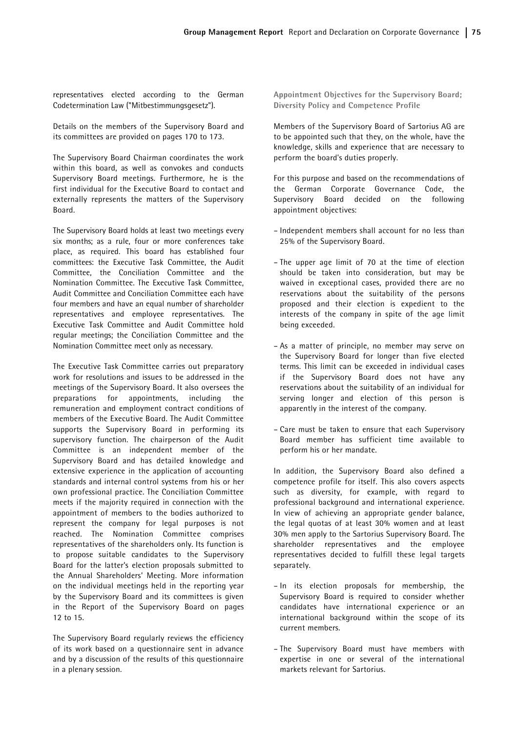representatives elected according to the German Codetermination Law ("Mitbestimmungsgesetz").

Details on the members of the Supervisory Board and its committees are provided on pages 170 to 173.

The Supervisory Board Chairman coordinates the work within this board, as well as convokes and conducts Supervisory Board meetings. Furthermore, he is the first individual for the Executive Board to contact and externally represents the matters of the Supervisory Board.

The Supervisory Board holds at least two meetings every six months; as a rule, four or more conferences take place, as required. This board has established four committees: the Executive Task Committee, the Audit Committee, the Conciliation Committee and the Nomination Committee. The Executive Task Committee, Audit Committee and Conciliation Committee each have four members and have an equal number of shareholder representatives and employee representatives. The Executive Task Committee and Audit Committee hold regular meetings; the Conciliation Committee and the Nomination Committee meet only as necessary.

The Executive Task Committee carries out preparatory work for resolutions and issues to be addressed in the meetings of the Supervisory Board. It also oversees the preparations for appointments, including the remuneration and employment contract conditions of members of the Executive Board. The Audit Committee supports the Supervisory Board in performing its supervisory function. The chairperson of the Audit Committee is an independent member of the Supervisory Board and has detailed knowledge and extensive experience in the application of accounting standards and internal control systems from his or her own professional practice. The Conciliation Committee meets if the majority required in connection with the appointment of members to the bodies authorized to represent the company for legal purposes is not reached. The Nomination Committee comprises representatives of the shareholders only. Its function is to propose suitable candidates to the Supervisory Board for the latter's election proposals submitted to the Annual Shareholders' Meeting. More information on the individual meetings held in the reporting year by the Supervisory Board and its committees is given in the Report of the Supervisory Board on pages 12 to 15.

The Supervisory Board regularly reviews the efficiency of its work based on a questionnaire sent in advance and by a discussion of the results of this questionnaire in a plenary session.

### Appointment Objectives for the Supervisory Board; Diversity Policy and Competence Profile

Members of the Supervisory Board of Sartorius AG are to be appointed such that they, on the whole, have the knowledge, skills and experience that are necessary to perform the board's duties properly.

For this purpose and based on the recommendations of the German Corporate Governance Code, the Supervisory Board decided on the following appointment objectives:

- Independent members shall account for no less than 25% of the Supervisory Board.
- The upper age limit of 70 at the time of election should be taken into consideration, but may be waived in exceptional cases, provided there are no reservations about the suitability of the persons proposed and their election is expedient to the interests of the company in spite of the age limit being exceeded.
- As a matter of principle, no member may serve on the Supervisory Board for longer than five elected terms. This limit can be exceeded in individual cases if the Supervisory Board does not have any reservations about the suitability of an individual for serving longer and election of this person is apparently in the interest of the company.
- Care must be taken to ensure that each Supervisory Board member has sufficient time available to perform his or her mandate.

In addition, the Supervisory Board also defined a competence profile for itself. This also covers aspects such as diversity, for example, with regard to professional background and international experience. In view of achieving an appropriate gender balance, the legal quotas of at least 30% women and at least 30% men apply to the Sartorius Supervisory Board. The shareholder representatives and the employee representatives decided to fulfill these legal targets separately.

- In its election proposals for membership, the Supervisory Board is required to consider whether candidates have international experience or an international background within the scope of its current members.
- The Supervisory Board must have members with expertise in one or several of the international markets relevant for Sartorius.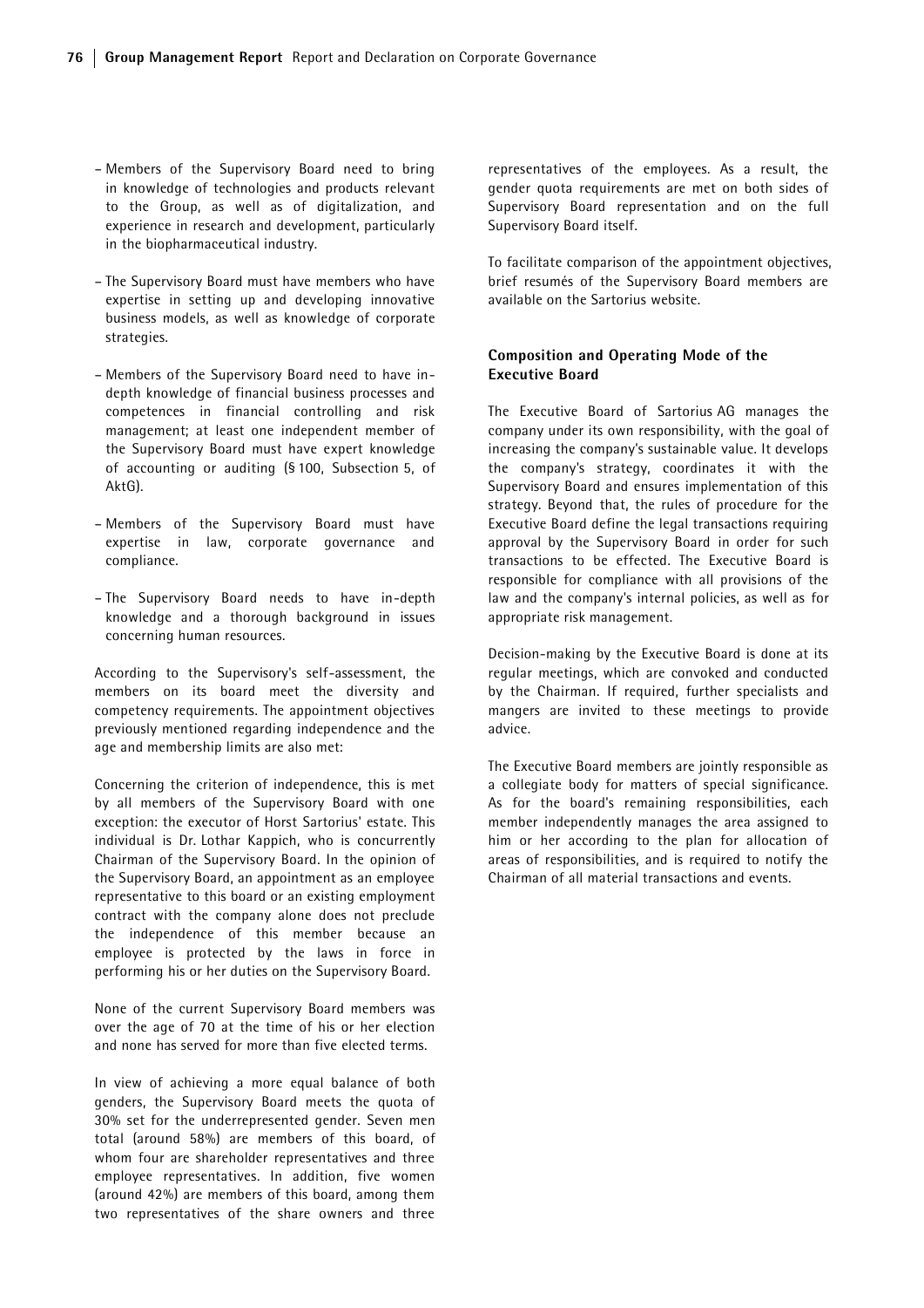- Members of the Supervisory Board need to bring in knowledge of technologies and products relevant to the Group, as well as of digitalization, and experience in research and development, particularly in the biopharmaceutical industry.

- The Supervisory Board must have members who have expertise in setting up and developing innovative business models, as well as knowledge of corporate strategies.

- Members of the Supervisory Board need to have in-depth knowledge of financial business processes and competences in financial controlling and risk management; at least one independent member of the Supervisory Board must have expert knowledge of accounting or auditing (§ 100, Subsection 5, of AktG).

- Members of the Supervisory Board must have expertise in law, corporate governance and compliance.

- The Supervisory Board needs to have in-depth knowledge and a thorough background in issues concerning human resources.

According to the Supervisory's self-assessment, the members on its board meet the diversity and competency requirements. The appointment objectives previously mentioned regarding independence and the age and membership limits are also met:

Concerning the criterion of independence, this is met by all members of the Supervisory Board with one exception: the executor of Horst Sartorius' estate. This individual is Dr. Lothar Kappich, who is concurrently Chairman of the Supervisory Board. In the opinion of the Supervisory Board, an appointment as an employee representative to this board or an existing employment contract with the company alone does not preclude the independence of this member because an employee is protected by the laws in force in performing his or her duties on the Supervisory Board.

None of the current Supervisory Board members was over the age of 70 at the time of his or her election and none has served for more than five elected terms.

In view of achieving a more equal balance of both genders, the Supervisory Board meets the quota of 30% set for the underrepresented gender. Seven men total (around 58%) are members of this board, of whom four are shareholder representatives and three employee representatives. In addition, five women (around 42%) are members of this board, among them two representatives of the share owners and three representatives of the employees. As a result, the gender quota requirements are met on both sides of Supervisory Board representation and on the full Supervisory Board itself.

To facilitate comparison of the appointment objectives, brief resumés of the Supervisory Board members are available on the Sartorius website.

## Composition and Operating Mode of the Executive Board

The Executive Board of Sartorius AG manages the company under its own responsibility, with the goal of increasing the company's sustainable value. It develops the company's strategy, coordinates it with the Supervisory Board and ensures implementation of this strategy. Beyond that, the rules of procedure for the Executive Board define the legal transactions requiring approval by the Supervisory Board in order for such transactions to be effected. The Executive Board is responsible for compliance with all provisions of the law and the company's internal policies, as well as for appropriate risk management.

Decision-making by the Executive Board is done at its regular meetings, which are convoked and conducted by the Chairman. If required, further specialists and mangers are invited to these meetings to provide advice.

The Executive Board members are jointly responsible as a collegiate body for matters of special significance. As for the board's remaining responsibilities, each member independently manages the area assigned to him or her according to the plan for allocation of areas of responsibilities, and is required to notify the Chairman of all material transactions and events.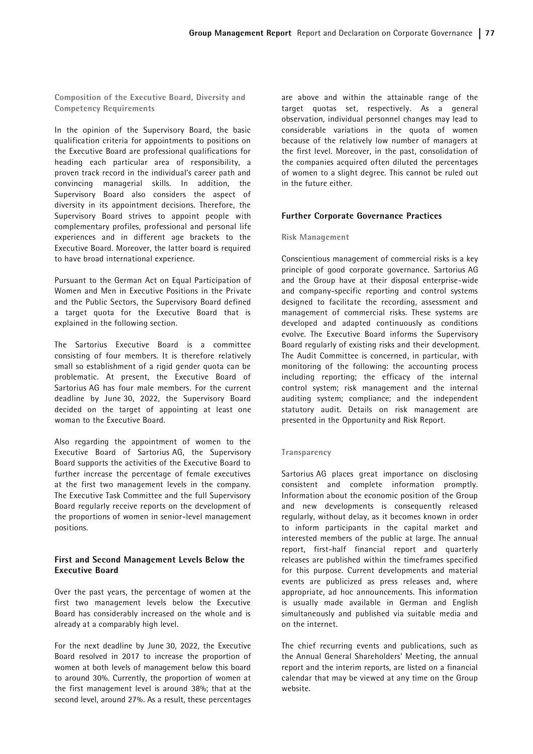### Composition of the Executive Board, Diversity and Competency Requirements

In the opinion of the Supervisory Board, the basic qualification criteria for appointments to positions on the Executive Board are professional qualifications for heading each particular area of responsibility, a proven track record in the individual's career path and convincing managerial skills. In addition, the Supervisory Board also considers the aspect of diversity in its appointment decisions. Therefore, the Supervisory Board strives to appoint people with complementary profiles, professional and personal life experiences and in different age brackets to the Executive Board. Moreover, the latter board is required to have broad international experience.

Pursuant to the German Act on Equal Participation of Women and Men in Executive Positions in the Private and the Public Sectors, the Supervisory Board defined a target quota for the Executive Board that is explained in the following section.

The Sartorius Executive Board is a committee consisting of four members. It is therefore relatively small so establishment of a rigid gender quota can be problematic. At present, the Executive Board of Sartorius AG has four male members. For the current deadline by June 30, 2022, the Supervisory Board decided on the target of appointing at least one woman to the Executive Board.

Also regarding the appointment of women to the Executive Board of Sartorius AG, the Supervisory Board supports the activities of the Executive Board to further increase the percentage of female executives at the first two management levels in the company. The Executive Task Committee and the full Supervisory Board regularly receive reports on the development of the proportions of women in senior-level management positions.

## First and Second Management Levels Below the Executive Board

Over the past years, the percentage of women at the first two management levels below the Executive Board has considerably increased on the whole and is already at a comparably high level.

For the next deadline by June 30, 2022, the Executive Board resolved in 2017 to increase the proportion of women at both levels of management below this board to around 30%. Currently, the proportion of women at the first management level is around 38%; that at the second level, around 27%. As a result, these percentages are above and within the attainable range of the target quotas set, respectively. As a general observation, individual personnel changes may lead to considerable variations in the quota of women because of the relatively low number of managers at the first level. Moreover, in the past, consolidation of the companies acquired often diluted the percentages of women to a slight degree. This cannot be ruled out in the future either.

## Further Corporate Governance Practices

### Risk Management

Conscientious management of commercial risks is a key principle of good corporate governance. Sartorius AG and the Group have at their disposal enterprise-wide and company-specific reporting and control systems designed to facilitate the recording, assessment and management of commercial risks. These systems are developed and adapted continuously as conditions evolve. The Executive Board informs the Supervisory Board regularly of existing risks and their development. The Audit Committee is concerned, in particular, with monitoring of the following: the accounting process including reporting; the efficacy of the internal control system; risk management and the internal auditing system; compliance; and the independent statutory audit. Details on risk management are presented in the Opportunity and Risk Report.

### Transparency

Sartorius AG places great importance on disclosing consistent and complete information promptly. Information about the economic position of the Group and new developments is consequently released regularly, without delay, as it becomes known in order to inform participants in the capital market and interested members of the public at large. The annual report, first-half financial report and quarterly releases are published within the timeframes specified for this purpose. Current developments and material events are publicized as press releases and, where appropriate, ad hoc announcements. This information is usually made available in German and English simultaneously and published via suitable media and on the internet.

The chief recurring events and publications, such as the Annual General Shareholders' Meeting, the annual report and the interim reports, are listed on a financial calendar that may be viewed at any time on the Group website.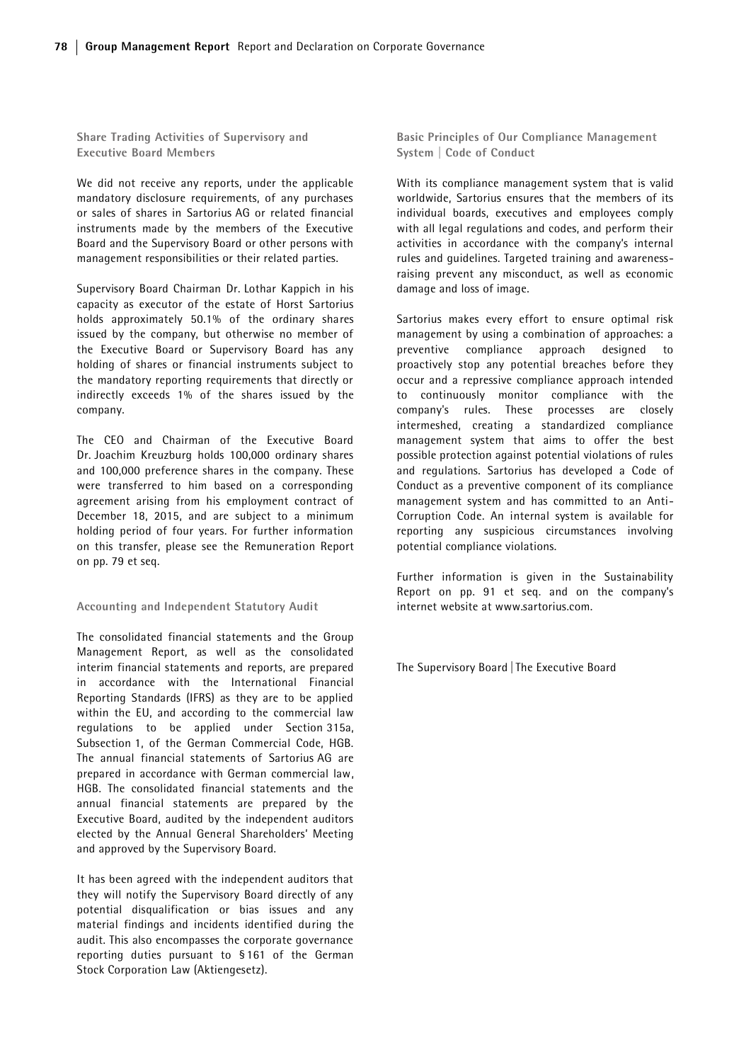### Share Trading Activities of Supervisory and Executive Board Members

We did not receive any reports, under the applicable mandatory disclosure requirements, of any purchases or sales of shares in Sartorius AG or related financial instruments made by the members of the Executive Board and the Supervisory Board or other persons with management responsibilities or their related parties.

Supervisory Board Chairman Dr. Lothar Kappich in his capacity as executor of the estate of Horst Sartorius holds approximately 50.1% of the ordinary shares issued by the company, but otherwise no member of the Executive Board or Supervisory Board has any holding of shares or financial instruments subject to the mandatory reporting requirements that directly or indirectly exceeds 1% of the shares issued by the company.

The CEO and Chairman of the Executive Board Dr. Joachim Kreuzburg holds 100,000 ordinary shares and 100,000 preference shares in the company. These were transferred to him based on a corresponding agreement arising from his employment contract of December 18, 2015, and are subject to a minimum holding period of four years. For further information on this transfer, please see the Remuneration Report on pp. 79 et seq.

### Accounting and Independent Statutory Audit

The consolidated financial statements and the Group Management Report, as well as the consolidated interim financial statements and reports, are prepared in accordance with the International Financial Reporting Standards (IFRS) as they are to be applied within the EU, and according to the commercial law regulations to be applied under Section 315a, Subsection 1, of the German Commercial Code, HGB. The annual financial statements of Sartorius AG are prepared in accordance with German commercial law, HGB. The consolidated financial statements and the annual financial statements are prepared by the Executive Board, audited by the independent auditors elected by the Annual General Shareholders' Meeting and approved by the Supervisory Board.

It has been agreed with the independent auditors that they will notify the Supervisory Board directly of any potential disqualification or bias issues and any material findings and incidents identified during the audit. This also encompasses the corporate governance reporting duties pursuant to § 161 of the German Stock Corporation Law (Aktiengesetz).

### Basic Principles of Our Compliance Management System | Code of Conduct

With its compliance management system that is valid worldwide, Sartorius ensures that the members of its individual boards, executives and employees comply with all legal regulations and codes, and perform their activities in accordance with the company's internal rules and guidelines. Targeted training and awareness-raising prevent any misconduct, as well as economic damage and loss of image.

Sartorius makes every effort to ensure optimal risk management by using a combination of approaches: a preventive compliance approach designed to proactively stop any potential breaches before they occur and a repressive compliance approach intended to continuously monitor compliance with the company's rules. These processes are closely intermeshed, creating a standardized compliance management system that aims to offer the best possible protection against potential violations of rules and regulations. Sartorius has developed a Code of Conduct as a preventive component of its compliance management system and has committed to an Anti-Corruption Code. An internal system is available for reporting any suspicious circumstances involving potential compliance violations.

Further information is given in the Sustainability Report on pp. 91 et seq. and on the company's internet website at www.sartorius.com.

The Supervisory Board | The Executive Board